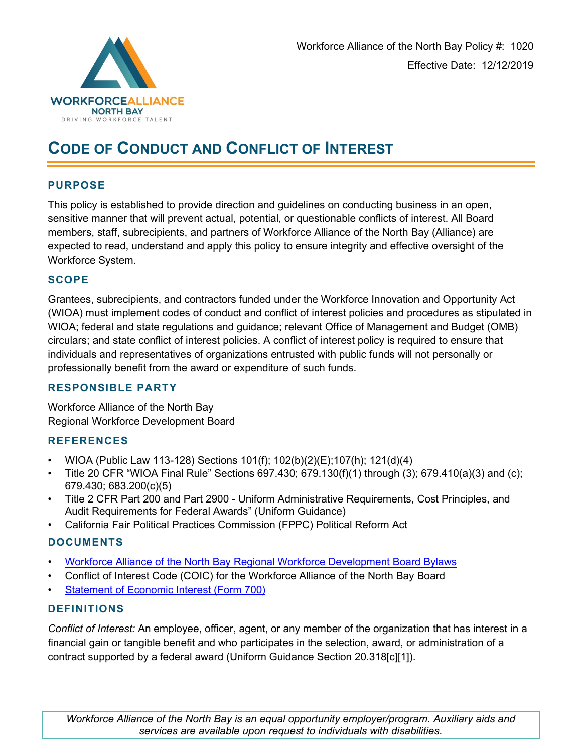Workforce Alliance of the North Bay Policy #: 1020

Effective Date: 12/12/2019

# CODE OF CONDUCT AND CONFLICT OF INTEREST

## PURPOSE

This policy is established to provide direction and guidelines on conducting business in an open, sensitive manner that will prevent actual, potential, or questionable conflicts of interest. All Board members, staff, subrecipients, and partners of Workforce Alliance of the North Bay (Alliance) are expected to read, understand and apply this policy to ensure integrity and effective oversight of the Workforce System.

## SCOPE

Grantees, subrecipients, and contractors funded under the Workforce Innovation and Opportunity Act (WIOA) must implement codes of conduct and conflict of interest policies and procedures as stipulated in WIOA; federal and state regulations and guidance; relevant Office of Management and Budget (OMB) circulars; and state conflict of interest policies. A conflict of interest policy is required to ensure that individuals and representatives of organizations entrusted with public funds will not personally or professionally benefit from the award or expenditure of such funds.

## RESPONSIBLE PARTY

Workforce Alliance of the North Bay
Regional Workforce Development Board

## REFERENCES

- WIOA (Public Law 113-128) Sections 101(f); 102(b)(2)(E);107(h); 121(d)(4)
- Title 20 CFR "WIOA Final Rule" Sections 697.430; 679.130(f)(1) through (3); 679.410(a)(3) and (c); 679.430; 683.200(c)(5)
- Title 2 CFR Part 200 and Part 2900 - Uniform Administrative Requirements, Cost Principles, and Audit Requirements for Federal Awards" (Uniform Guidance)
- California Fair Political Practices Commission (FPPC) Political Reform Act

## DOCUMENTS

- Workforce Alliance of the North Bay Regional Workforce Development Board Bylaws
- Conflict of Interest Code (COIC) for the Workforce Alliance of the North Bay Board
- Statement of Economic Interest (Form 700)

## DEFINITIONS

*Conflict of Interest:* An employee, officer, agent, or any member of the organization that has interest in a financial gain or tangible benefit and who participates in the selection, award, or administration of a contract supported by a federal award (Uniform Guidance Section 20.318[c][1]).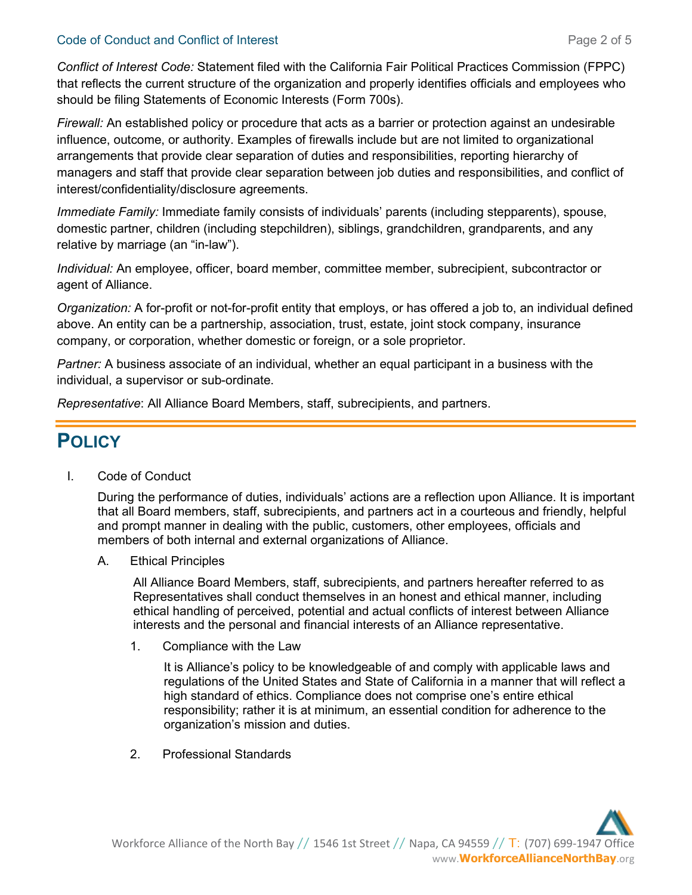*Conflict of Interest Code:* Statement filed with the California Fair Political Practices Commission (FPPC) that reflects the current structure of the organization and properly identifies officials and employees who should be filing Statements of Economic Interests (Form 700s).

*Firewall:* An established policy or procedure that acts as a barrier or protection against an undesirable influence, outcome, or authority. Examples of firewalls include but are not limited to organizational arrangements that provide clear separation of duties and responsibilities, reporting hierarchy of managers and staff that provide clear separation between job duties and responsibilities, and conflict of interest/confidentiality/disclosure agreements.

*Immediate Family:* Immediate family consists of individuals' parents (including stepparents), spouse, domestic partner, children (including stepchildren), siblings, grandchildren, grandparents, and any relative by marriage (an "in-law").

*Individual:* An employee, officer, board member, committee member, subrecipient, subcontractor or agent of Alliance.

*Organization:* A for-profit or not-for-profit entity that employs, or has offered a job to, an individual defined above. An entity can be a partnership, association, trust, estate, joint stock company, insurance company, or corporation, whether domestic or foreign, or a sole proprietor.

*Partner:* A business associate of an individual, whether an equal participant in a business with the individual, a supervisor or sub-ordinate.

*Representative*: All Alliance Board Members, staff, subrecipients, and partners.

# POLICY

I. Code of Conduct

During the performance of duties, individuals' actions are a reflection upon Alliance. It is important that all Board members, staff, subrecipients, and partners act in a courteous and friendly, helpful and prompt manner in dealing with the public, customers, other employees, officials and members of both internal and external organizations of Alliance.

A. Ethical Principles

All Alliance Board Members, staff, subrecipients, and partners hereafter referred to as Representatives shall conduct themselves in an honest and ethical manner, including ethical handling of perceived, potential and actual conflicts of interest between Alliance interests and the personal and financial interests of an Alliance representative.

1. Compliance with the Law

It is Alliance's policy to be knowledgeable of and comply with applicable laws and regulations of the United States and State of California in a manner that will reflect a high standard of ethics. Compliance does not comprise one's entire ethical responsibility; rather it is at minimum, an essential condition for adherence to the organization's mission and duties.

2. Professional Standards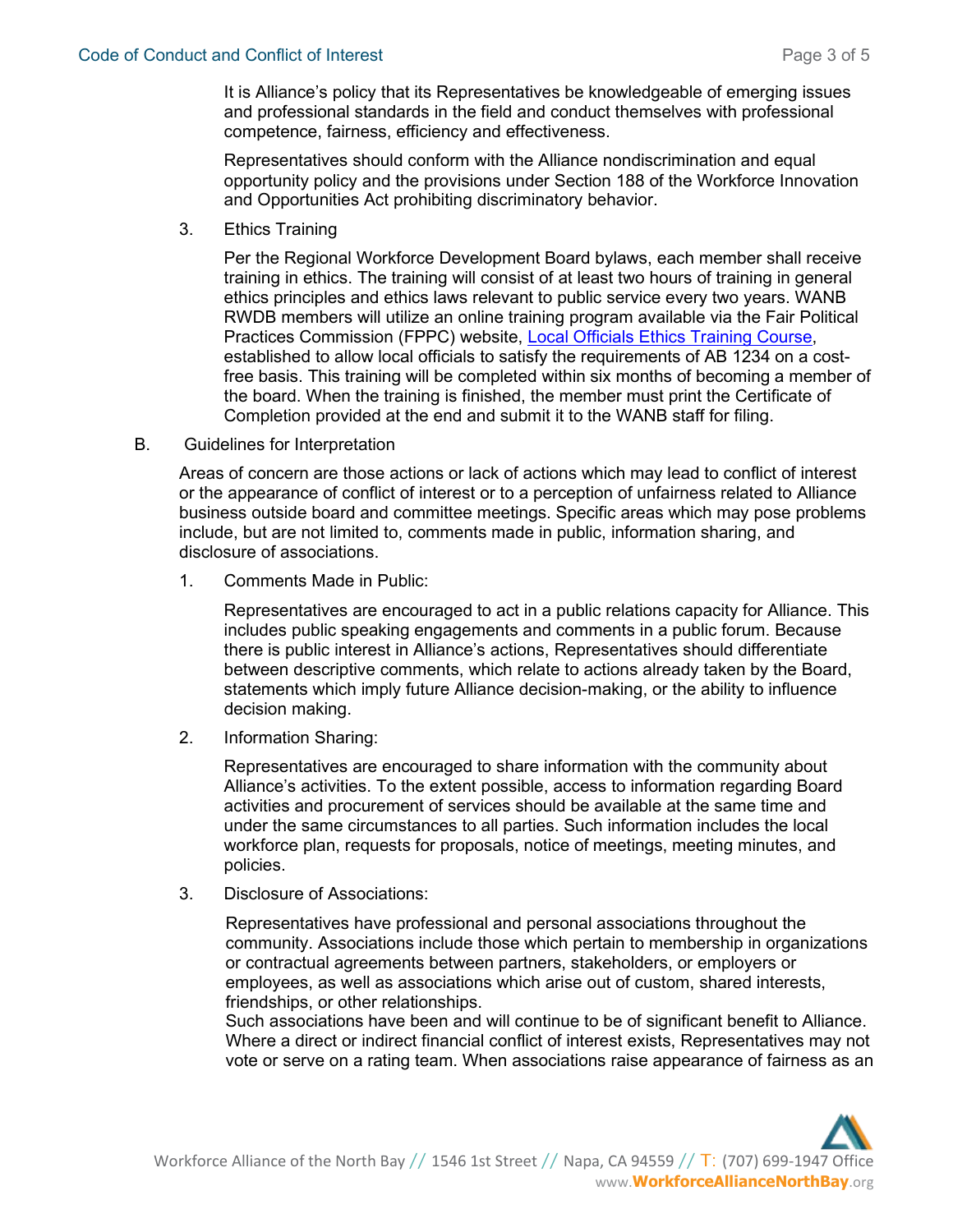It is Alliance's policy that its Representatives be knowledgeable of emerging issues and professional standards in the field and conduct themselves with professional competence, fairness, efficiency and effectiveness.

Representatives should conform with the Alliance nondiscrimination and equal opportunity policy and the provisions under Section 188 of the Workforce Innovation and Opportunities Act prohibiting discriminatory behavior.

3. Ethics Training

Per the Regional Workforce Development Board bylaws, each member shall receive training in ethics. The training will consist of at least two hours of training in general ethics principles and ethics laws relevant to public service every two years. WANB RWDB members will utilize an online training program available via the Fair Political Practices Commission (FPPC) website, [Local Officials Ethics Training Course], established to allow local officials to satisfy the requirements of AB 1234 on a cost-free basis. This training will be completed within six months of becoming a member of the board. When the training is finished, the member must print the Certificate of Completion provided at the end and submit it to the WANB staff for filing.

B. Guidelines for Interpretation

Areas of concern are those actions or lack of actions which may lead to conflict of interest or the appearance of conflict of interest or to a perception of unfairness related to Alliance business outside board and committee meetings. Specific areas which may pose problems include, but are not limited to, comments made in public, information sharing, and disclosure of associations.

1. Comments Made in Public:

   Representatives are encouraged to act in a public relations capacity for Alliance. This includes public speaking engagements and comments in a public forum. Because there is public interest in Alliance's actions, Representatives should differentiate between descriptive comments, which relate to actions already taken by the Board, statements which imply future Alliance decision-making, or the ability to influence decision making.

2. Information Sharing:

   Representatives are encouraged to share information with the community about Alliance's activities. To the extent possible, access to information regarding Board activities and procurement of services should be available at the same time and under the same circumstances to all parties. Such information includes the local workforce plan, requests for proposals, notice of meetings, meeting minutes, and policies.

3. Disclosure of Associations:

   Representatives have professional and personal associations throughout the community. Associations include those which pertain to membership in organizations or contractual agreements between partners, stakeholders, or employers or employees, as well as associations which arise out of custom, shared interests, friendships, or other relationships.
   Such associations have been and will continue to be of significant benefit to Alliance. Where a direct or indirect financial conflict of interest exists, Representatives may not vote or serve on a rating team. When associations raise appearance of fairness as an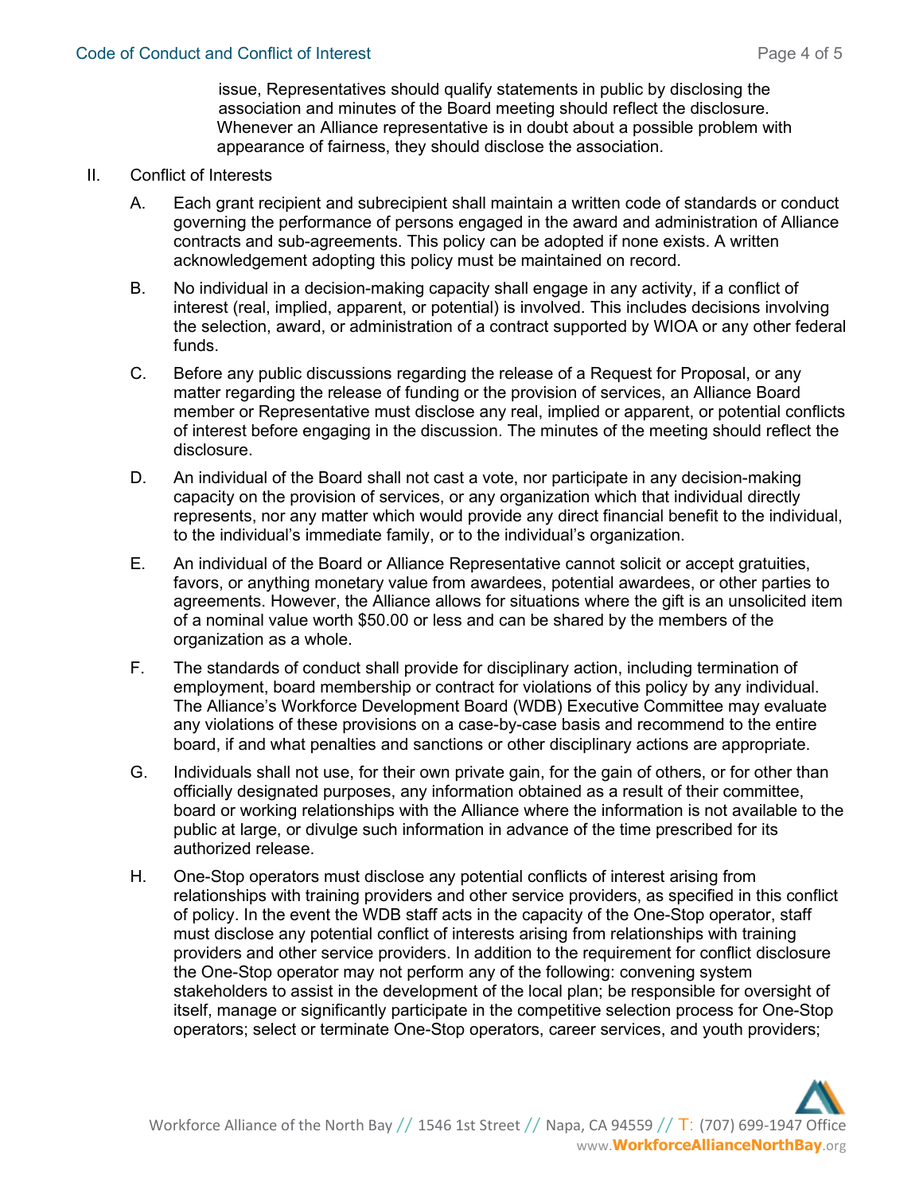issue, Representatives should qualify statements in public by disclosing the association and minutes of the Board meeting should reflect the disclosure. Whenever an Alliance representative is in doubt about a possible problem with appearance of fairness, they should disclose the association.

II. Conflict of Interests

A. Each grant recipient and subrecipient shall maintain a written code of standards or conduct governing the performance of persons engaged in the award and administration of Alliance contracts and sub-agreements. This policy can be adopted if none exists. A written acknowledgement adopting this policy must be maintained on record.

B. No individual in a decision-making capacity shall engage in any activity, if a conflict of interest (real, implied, apparent, or potential) is involved. This includes decisions involving the selection, award, or administration of a contract supported by WIOA or any other federal funds.

C. Before any public discussions regarding the release of a Request for Proposal, or any matter regarding the release of funding or the provision of services, an Alliance Board member or Representative must disclose any real, implied or apparent, or potential conflicts of interest before engaging in the discussion. The minutes of the meeting should reflect the disclosure.

D. An individual of the Board shall not cast a vote, nor participate in any decision-making capacity on the provision of services, or any organization which that individual directly represents, nor any matter which would provide any direct financial benefit to the individual, to the individual's immediate family, or to the individual's organization.

E. An individual of the Board or Alliance Representative cannot solicit or accept gratuities, favors, or anything monetary value from awardees, potential awardees, or other parties to agreements. However, the Alliance allows for situations where the gift is an unsolicited item of a nominal value worth $50.00 or less and can be shared by the members of the organization as a whole.

F. The standards of conduct shall provide for disciplinary action, including termination of employment, board membership or contract for violations of this policy by any individual. The Alliance's Workforce Development Board (WDB) Executive Committee may evaluate any violations of these provisions on a case-by-case basis and recommend to the entire board, if and what penalties and sanctions or other disciplinary actions are appropriate.

G. Individuals shall not use, for their own private gain, for the gain of others, or for other than officially designated purposes, any information obtained as a result of their committee, board or working relationships with the Alliance where the information is not available to the public at large, or divulge such information in advance of the time prescribed for its authorized release.

H. One-Stop operators must disclose any potential conflicts of interest arising from relationships with training providers and other service providers, as specified in this conflict of policy. In the event the WDB staff acts in the capacity of the One-Stop operator, staff must disclose any potential conflict of interests arising from relationships with training providers and other service providers. In addition to the requirement for conflict disclosure the One-Stop operator may not perform any of the following: convening system stakeholders to assist in the development of the local plan; be responsible for oversight of itself, manage or significantly participate in the competitive selection process for One-Stop operators; select or terminate One-Stop operators, career services, and youth providers;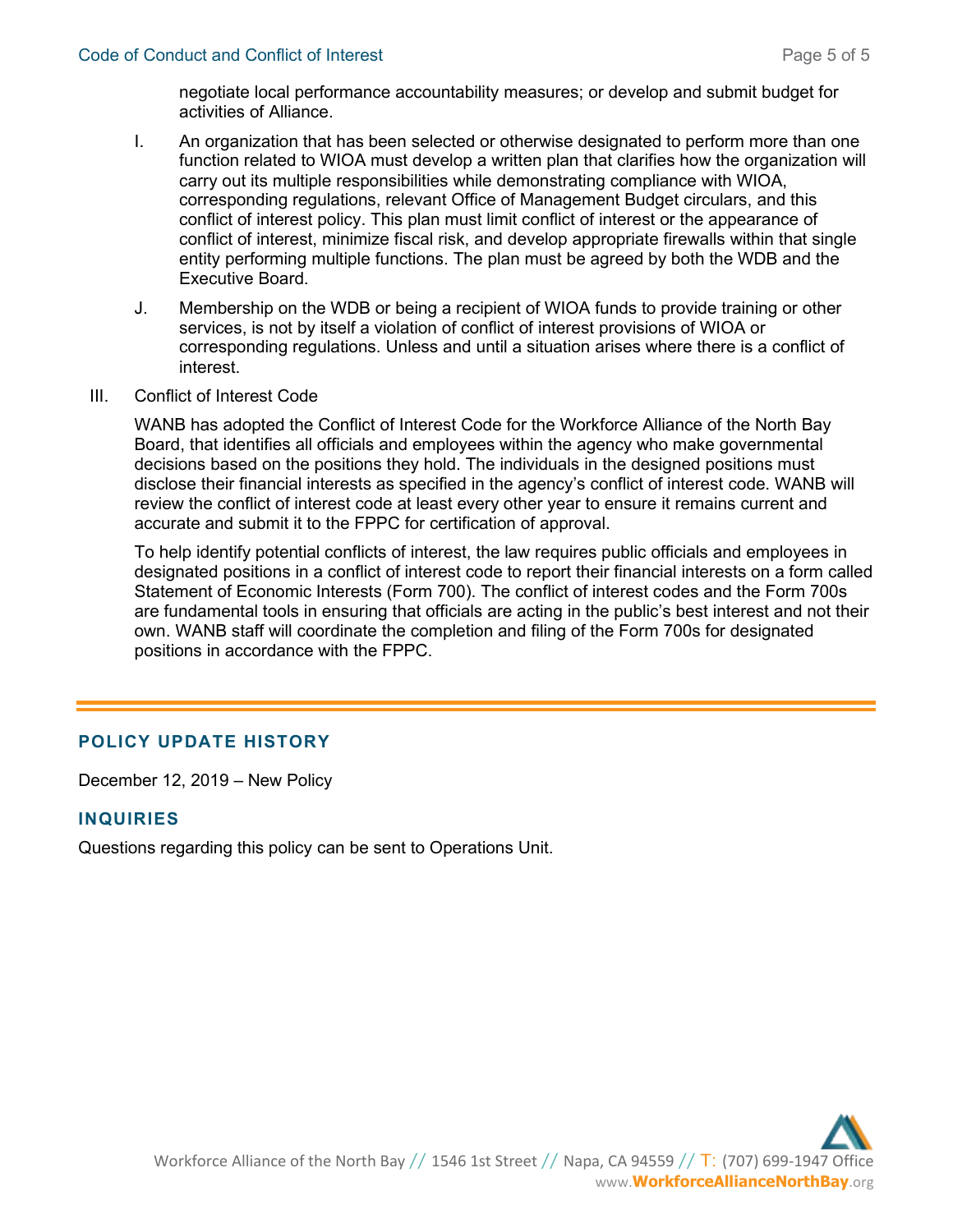negotiate local performance accountability measures; or develop and submit budget for activities of Alliance.

I. An organization that has been selected or otherwise designated to perform more than one function related to WIOA must develop a written plan that clarifies how the organization will carry out its multiple responsibilities while demonstrating compliance with WIOA, corresponding regulations, relevant Office of Management Budget circulars, and this conflict of interest policy. This plan must limit conflict of interest or the appearance of conflict of interest, minimize fiscal risk, and develop appropriate firewalls within that single entity performing multiple functions. The plan must be agreed by both the WDB and the Executive Board.

J. Membership on the WDB or being a recipient of WIOA funds to provide training or other services, is not by itself a violation of conflict of interest provisions of WIOA or corresponding regulations. Unless and until a situation arises where there is a conflict of interest.

III. Conflict of Interest Code

WANB has adopted the Conflict of Interest Code for the Workforce Alliance of the North Bay Board, that identifies all officials and employees within the agency who make governmental decisions based on the positions they hold. The individuals in the designed positions must disclose their financial interests as specified in the agency's conflict of interest code. WANB will review the conflict of interest code at least every other year to ensure it remains current and accurate and submit it to the FPPC for certification of approval.

To help identify potential conflicts of interest, the law requires public officials and employees in designated positions in a conflict of interest code to report their financial interests on a form called Statement of Economic Interests (Form 700). The conflict of interest codes and the Form 700s are fundamental tools in ensuring that officials are acting in the public's best interest and not their own. WANB staff will coordinate the completion and filing of the Form 700s for designated positions in accordance with the FPPC.

## POLICY UPDATE HISTORY

December 12, 2019 – New Policy

## INQUIRIES

Questions regarding this policy can be sent to Operations Unit.

Workforce Alliance of the North Bay // 1546 1st Street // Napa, CA 94559 // T: (707) 699-1947 Office
www.WorkforceAllianceNorthBay.org